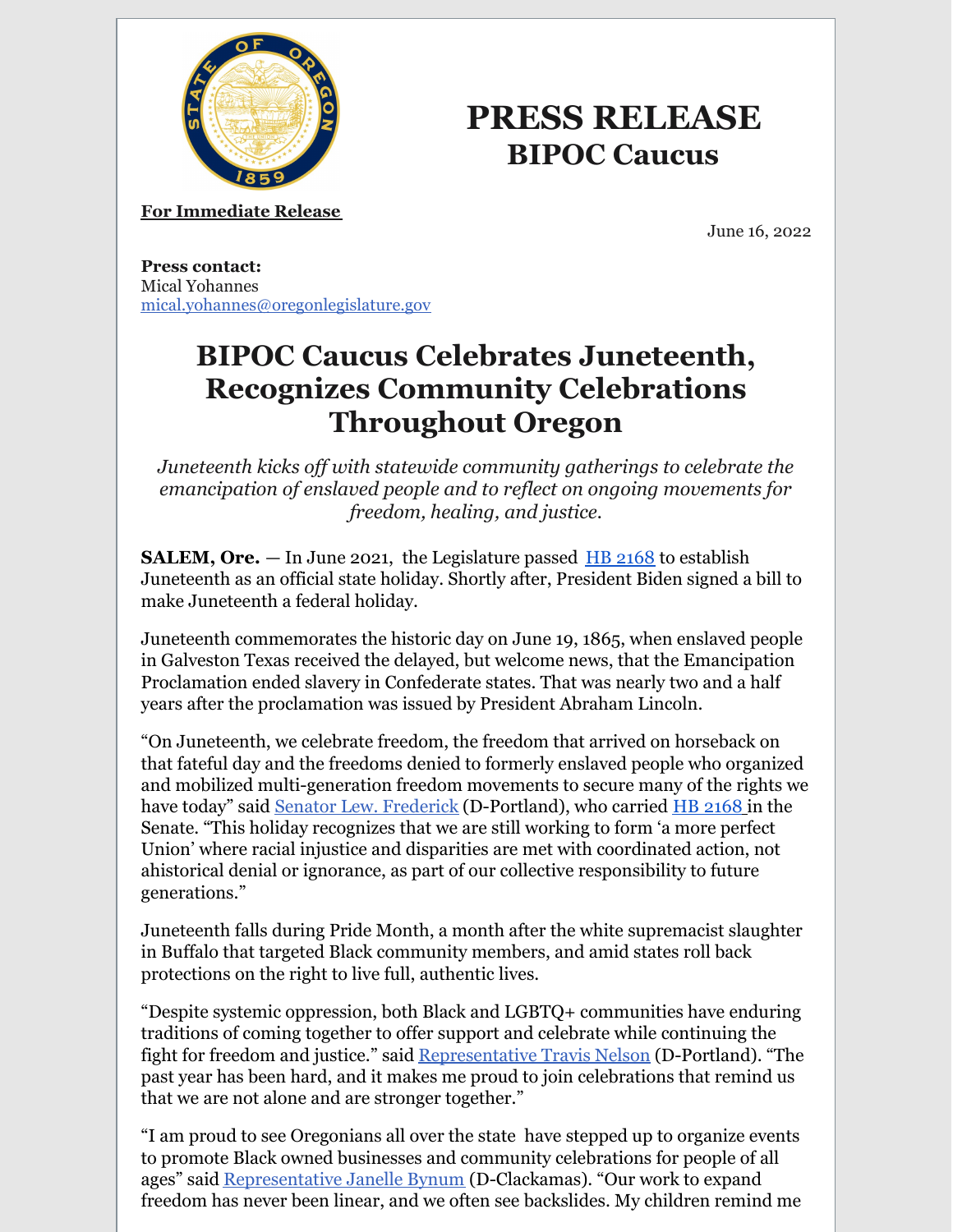# PRESS RELEASE
## BIPOC Caucus

**For Immediate Release**

June 16, 2022

**Press contact:**
Mical Yohannes
mical.yohannes@oregonlegislature.gov

# BIPOC Caucus Celebrates Juneteenth, Recognizes Community Celebrations Throughout Oregon

*Juneteenth kicks off with statewide community gatherings to celebrate the emancipation of enslaved people and to reflect on ongoing movements for freedom, healing, and justice.*

**SALEM, Ore.** — In June 2021, the Legislature passed HB 2168 to establish Juneteenth as an official state holiday. Shortly after, President Biden signed a bill to make Juneteenth a federal holiday.

Juneteenth commemorates the historic day on June 19, 1865, when enslaved people in Galveston Texas received the delayed, but welcome news, that the Emancipation Proclamation ended slavery in Confederate states. That was nearly two and a half years after the proclamation was issued by President Abraham Lincoln.

"On Juneteenth, we celebrate freedom, the freedom that arrived on horseback on that fateful day and the freedoms denied to formerly enslaved people who organized and mobilized multi-generation freedom movements to secure many of the rights we have today" said Senator Lew. Frederick (D-Portland), who carried HB 2168 in the Senate. "This holiday recognizes that we are still working to form 'a more perfect Union' where racial injustice and disparities are met with coordinated action, not ahistorical denial or ignorance, as part of our collective responsibility to future generations."

Juneteenth falls during Pride Month, a month after the white supremacist slaughter in Buffalo that targeted Black community members, and amid states roll back protections on the right to live full, authentic lives.

"Despite systemic oppression, both Black and LGBTQ+ communities have enduring traditions of coming together to offer support and celebrate while continuing the fight for freedom and justice." said Representative Travis Nelson (D-Portland). "The past year has been hard, and it makes me proud to join celebrations that remind us that we are not alone and are stronger together."

"I am proud to see Oregonians all over the state have stepped up to organize events to promote Black owned businesses and community celebrations for people of all ages" said Representative Janelle Bynum (D-Clackamas). "Our work to expand freedom has never been linear, and we often see backslides. My children remind me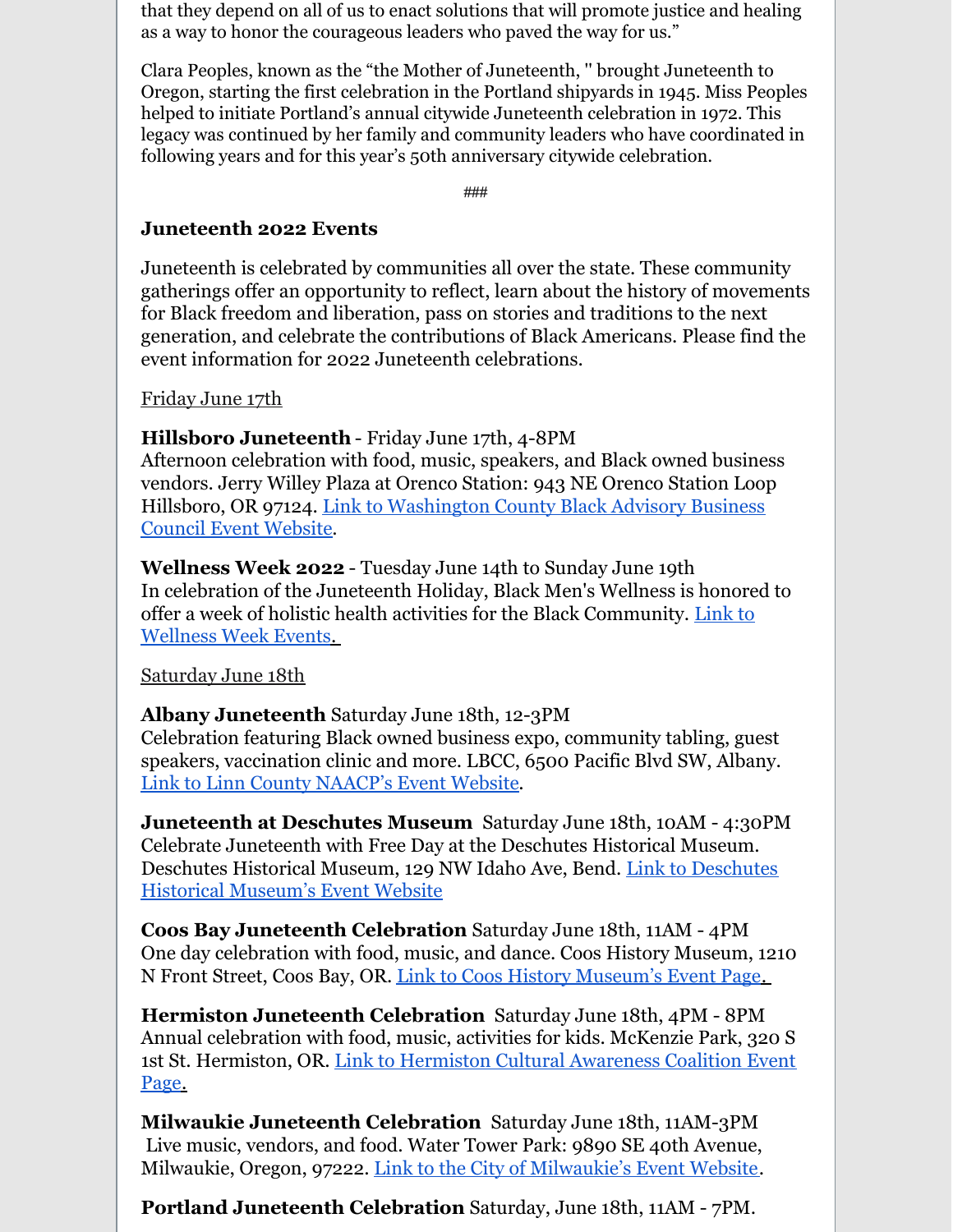that they depend on all of us to enact solutions that will promote justice and healing as a way to honor the courageous leaders who paved the way for us."

Clara Peoples, known as the "the Mother of Juneteenth, " brought Juneteenth to Oregon, starting the first celebration in the Portland shipyards in 1945. Miss Peoples helped to initiate Portland's annual citywide Juneteenth celebration in 1972. This legacy was continued by her family and community leaders who have coordinated in following years and for this year's 50th anniversary citywide celebration.

###

**Juneteenth 2022 Events**

Juneteenth is celebrated by communities all over the state. These community gatherings offer an opportunity to reflect, learn about the history of movements for Black freedom and liberation, pass on stories and traditions to the next generation, and celebrate the contributions of Black Americans. Please find the event information for 2022 Juneteenth celebrations.

Friday June 17th

**Hillsboro Juneteenth** - Friday June 17th, 4-8PM
Afternoon celebration with food, music, speakers, and Black owned business vendors. Jerry Willey Plaza at Orenco Station: 943 NE Orenco Station Loop Hillsboro, OR 97124. Link to Washington County Black Advisory Business Council Event Website.

**Wellness Week 2022** - Tuesday June 14th to Sunday June 19th
In celebration of the Juneteenth Holiday, Black Men's Wellness is honored to offer a week of holistic health activities for the Black Community. Link to Wellness Week Events.

Saturday June 18th

**Albany Juneteenth** Saturday June 18th, 12-3PM
Celebration featuring Black owned business expo, community tabling, guest speakers, vaccination clinic and more. LBCC, 6500 Pacific Blvd SW, Albany. Link to Linn County NAACP's Event Website.

**Juneteenth at Deschutes Museum** Saturday June 18th, 10AM - 4:30PM
Celebrate Juneteenth with Free Day at the Deschutes Historical Museum. Deschutes Historical Museum, 129 NW Idaho Ave, Bend. Link to Deschutes Historical Museum's Event Website

**Coos Bay Juneteenth Celebration** Saturday June 18th, 11AM - 4PM
One day celebration with food, music, and dance. Coos History Museum, 1210 N Front Street, Coos Bay, OR. Link to Coos History Museum's Event Page.

**Hermiston Juneteenth Celebration** Saturday June 18th, 4PM - 8PM
Annual celebration with food, music, activities for kids. McKenzie Park, 320 S 1st St. Hermiston, OR. Link to Hermiston Cultural Awareness Coalition Event Page.

**Milwaukie Juneteenth Celebration** Saturday June 18th, 11AM-3PM
Live music, vendors, and food. Water Tower Park: 9890 SE 40th Avenue, Milwaukie, Oregon, 97222. Link to the City of Milwaukie's Event Website.

**Portland Juneteenth Celebration** Saturday, June 18th, 11AM - 7PM.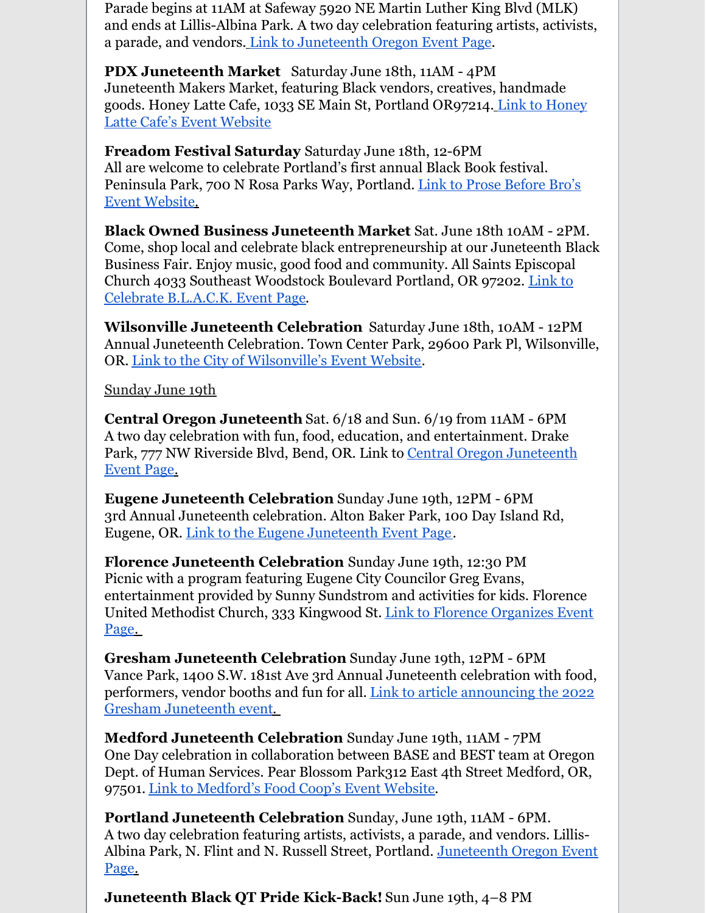Parade begins at 11AM at Safeway 5920 NE Martin Luther King Blvd (MLK) and ends at Lillis-Albina Park. A two day celebration featuring artists, activists, a parade, and vendors. Link to Juneteenth Oregon Event Page.

**PDX Juneteenth Market** Saturday June 18th, 11AM - 4PM
Juneteenth Makers Market, featuring Black vendors, creatives, handmade goods. Honey Latte Cafe, 1033 SE Main St, Portland OR97214. Link to Honey Latte Cafe's Event Website

**Freadom Festival Saturday** Saturday June 18th, 12-6PM
All are welcome to celebrate Portland's first annual Black Book festival. Peninsula Park, 700 N Rosa Parks Way, Portland. Link to Prose Before Bro's Event Website.

**Black Owned Business Juneteenth Market** Sat. June 18th 10AM - 2PM. Come, shop local and celebrate black entrepreneurship at our Juneteenth Black Business Fair. Enjoy music, good food and community. All Saints Episcopal Church 4033 Southeast Woodstock Boulevard Portland, OR 97202. Link to Celebrate B.L.A.C.K. Event Page.

**Wilsonville Juneteenth Celebration** Saturday June 18th, 10AM - 12PM
Annual Juneteenth Celebration. Town Center Park, 29600 Park Pl, Wilsonville, OR. Link to the City of Wilsonville's Event Website.

Sunday June 19th

**Central Oregon Juneteenth** Sat. 6/18 and Sun. 6/19 from 11AM - 6PM
A two day celebration with fun, food, education, and entertainment. Drake Park, 777 NW Riverside Blvd, Bend, OR. Link to Central Oregon Juneteenth Event Page.

**Eugene Juneteenth Celebration** Sunday June 19th, 12PM - 6PM
3rd Annual Juneteenth celebration. Alton Baker Park, 100 Day Island Rd, Eugene, OR. Link to the Eugene Juneteenth Event Page.

**Florence Juneteenth Celebration** Sunday June 19th, 12:30 PM
Picnic with a program featuring Eugene City Councilor Greg Evans, entertainment provided by Sunny Sundstrom and activities for kids. Florence United Methodist Church, 333 Kingwood St. Link to Florence Organizes Event Page.

**Gresham Juneteenth Celebration** Sunday June 19th, 12PM - 6PM
Vance Park, 1400 S.W. 181st Ave 3rd Annual Juneteenth celebration with food, performers, vendor booths and fun for all. Link to article announcing the 2022 Gresham Juneteenth event.

**Medford Juneteenth Celebration** Sunday June 19th, 11AM - 7PM
One Day celebration in collaboration between BASE and BEST team at Oregon Dept. of Human Services. Pear Blossom Park312 East 4th Street Medford, OR, 97501. Link to Medford's Food Coop's Event Website.

**Portland Juneteenth Celebration** Sunday, June 19th, 11AM - 6PM.
A two day celebration featuring artists, activists, a parade, and vendors. Lillis-Albina Park, N. Flint and N. Russell Street, Portland. Juneteenth Oregon Event Page.

**Juneteenth Black QT Pride Kick-Back!** Sun June 19th, 4–8 PM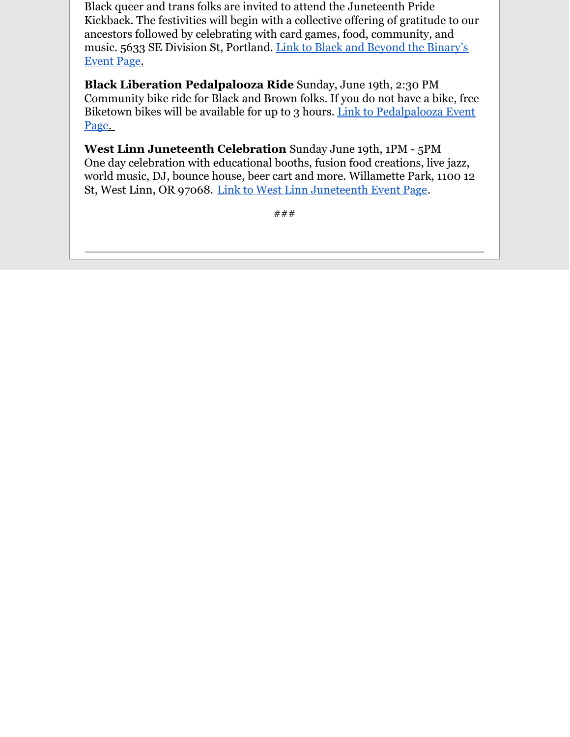Black queer and trans folks are invited to attend the Juneteenth Pride Kickback. The festivities will begin with a collective offering of gratitude to our ancestors followed by celebrating with card games, food, community, and music. 5633 SE Division St, Portland. Link to Black and Beyond the Binary's Event Page.

**Black Liberation Pedalpalooza Ride** Sunday, June 19th, 2:30 PM
Community bike ride for Black and Brown folks. If you do not have a bike, free Biketown bikes will be available for up to 3 hours. Link to Pedalpalooza Event Page.

**West Linn Juneteenth Celebration** Sunday June 19th, 1PM - 5PM
One day celebration with educational booths, fusion food creations, live jazz, world music, DJ, bounce house, beer cart and more. Willamette Park, 1100 12 St, West Linn, OR 97068. Link to West Linn Juneteenth Event Page.

###